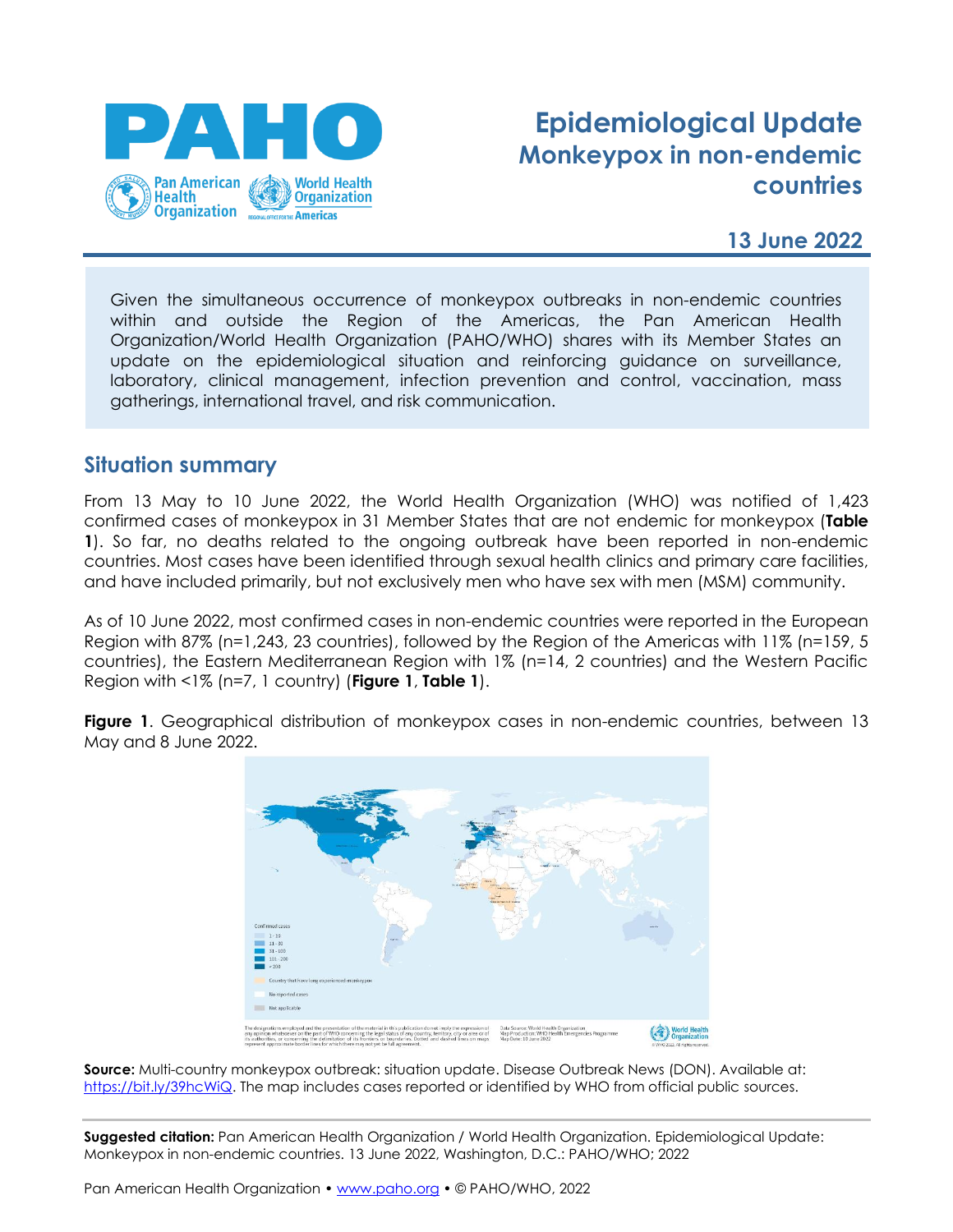# Epidemiological Update
## Monkeypox in non-endemic countries

**13 June 2022**

Given the simultaneous occurrence of monkeypox outbreaks in non-endemic countries within and outside the Region of the Americas, the Pan American Health Organization/World Health Organization (PAHO/WHO) shares with its Member States an update on the epidemiological situation and reinforcing guidance on surveillance, laboratory, clinical management, infection prevention and control, vaccination, mass gatherings, international travel, and risk communication.

## Situation summary

From 13 May to 10 June 2022, the World Health Organization (WHO) was notified of 1,423 confirmed cases of monkeypox in 31 Member States that are not endemic for monkeypox (**Table 1**). So far, no deaths related to the ongoing outbreak have been reported in non-endemic countries. Most cases have been identified through sexual health clinics and primary care facilities, and have included primarily, but not exclusively men who have sex with men (MSM) community.

As of 10 June 2022, most confirmed cases in non-endemic countries were reported in the European Region with 87% (n=1,243, 23 countries), followed by the Region of the Americas with 11% (n=159, 5 countries), the Eastern Mediterranean Region with 1% (n=14, 2 countries) and the Western Pacific Region with <1% (n=7, 1 country) (**Figure 1**, **Table 1**).

**Figure 1**. Geographical distribution of monkeypox cases in non-endemic countries, between 13 May and 8 June 2022.

**Source:** Multi-country monkeypox outbreak: situation update. Disease Outbreak News (DON). Available at: https://bit.ly/39hcWiQ. The map includes cases reported or identified by WHO from official public sources.

**Suggested citation:** Pan American Health Organization / World Health Organization. Epidemiological Update: Monkeypox in non-endemic countries. 13 June 2022, Washington, D.C.: PAHO/WHO; 2022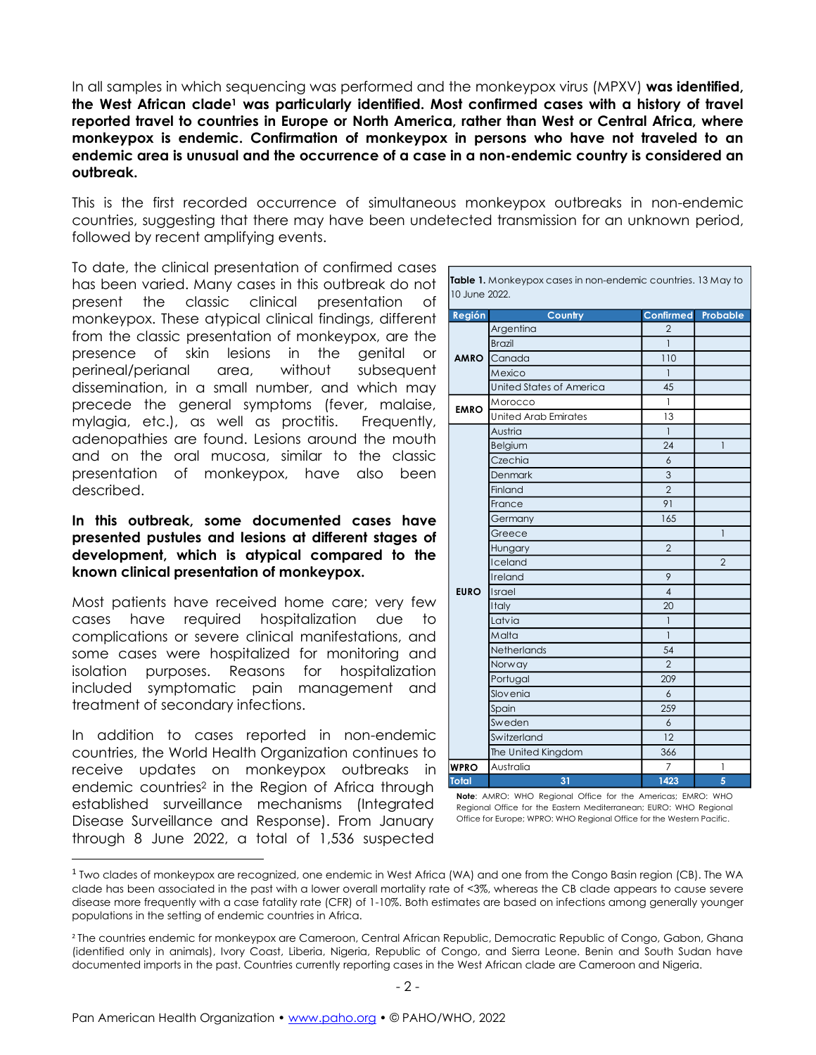In all samples in which sequencing was performed and the monkeypox virus (MPXV) **was identified, the West African clade[1] was particularly identified. Most confirmed cases with a history of travel reported travel to countries in Europe or North America, rather than West or Central Africa, where monkeypox is endemic. Confirmation of monkeypox in persons who have not traveled to an endemic area is unusual and the occurrence of a case in a non-endemic country is considered an outbreak.**

This is the first recorded occurrence of simultaneous monkeypox outbreaks in non-endemic countries, suggesting that there may have been undetected transmission for an unknown period, followed by recent amplifying events.

To date, the clinical presentation of confirmed cases has been varied. Many cases in this outbreak do not present the classic clinical presentation of monkeypox. These atypical clinical findings, different from the classic presentation of monkeypox, are the presence of skin lesions in the genital or perineal/perianal area, without subsequent dissemination, in a small number, and which may precede the general symptoms (fever, malaise, mylagia, etc.), as well as proctitis. Frequently, adenopathies are found. Lesions around the mouth and on the oral mucosa, similar to the classic presentation of monkeypox, have also been described.

**In this outbreak, some documented cases have presented pustules and lesions at different stages of development, which is atypical compared to the known clinical presentation of monkeypox.**

Most patients have received home care; very few cases have required hospitalization due to complications or severe clinical manifestations, and some cases were hospitalized for monitoring and isolation purposes. Reasons for hospitalization included symptomatic pain management and treatment of secondary infections.

In addition to cases reported in non-endemic countries, the World Health Organization continues to receive updates on monkeypox outbreaks in endemic countries[2] in the Region of Africa through established surveillance mechanisms (Integrated Disease Surveillance and Response). From January through 8 June 2022, a total of 1,536 suspected

**Table 1.** Monkeypox cases in non-endemic countries. 13 May to 10 June 2022.

| Región | Country | Confirmed | Probable |
|---|---|---|---|
| AMRO | Argentina | 2 | |
| | Brazil | 1 | |
| | Canada | 110 | |
| | Mexico | 1 | |
| | United States of America | 45 | |
| EMRO | Morocco | 1 | |
| | United Arab Emirates | 13 | |
| EURO | Austria | 1 | |
| | Belgium | 24 | 1 |
| | Czechia | 6 | |
| | Denmark | 3 | |
| | Finland | 2 | |
| | France | 91 | |
| | Germany | 165 | |
| | Greece | | 1 |
| | Hungary | 2 | |
| | Iceland | | 2 |
| | Ireland | 9 | |
| | Israel | 4 | |
| | Italy | 20 | |
| | Latvia | 1 | |
| | Malta | 1 | |
| | Netherlands | 54 | |
| | Norway | 2 | |
| | Portugal | 209 | |
| | Slovenia | 6 | |
| | Spain | 259 | |
| | Sweden | 6 | |
| | Switzerland | 12 | |
| | The United Kingdom | 366 | |
| WPRO | Australia | 7 | 1 |
| **Total** | **31** | **1423** | **5** |

**Note**: AMRO: WHO Regional Office for the Americas; EMRO: WHO Regional Office for the Eastern Mediterranean; EURO: WHO Regional Office for Europe; WPRO: WHO Regional Office for the Western Pacific.

---

[1] Two clades of monkeypox are recognized, one endemic in West Africa (WA) and one from the Congo Basin region (CB). The WA clade has been associated in the past with a lower overall mortality rate of <3%, whereas the CB clade appears to cause severe disease more frequently with a case fatality rate (CFR) of 1-10%. Both estimates are based on infections among generally younger populations in the setting of endemic countries in Africa.

[2] The countries endemic for monkeypox are Cameroon, Central African Republic, Democratic Republic of Congo, Gabon, Ghana (identified only in animals), Ivory Coast, Liberia, Nigeria, Republic of Congo, and Sierra Leone. Benin and South Sudan have documented imports in the past. Countries currently reporting cases in the West African clade are Cameroon and Nigeria.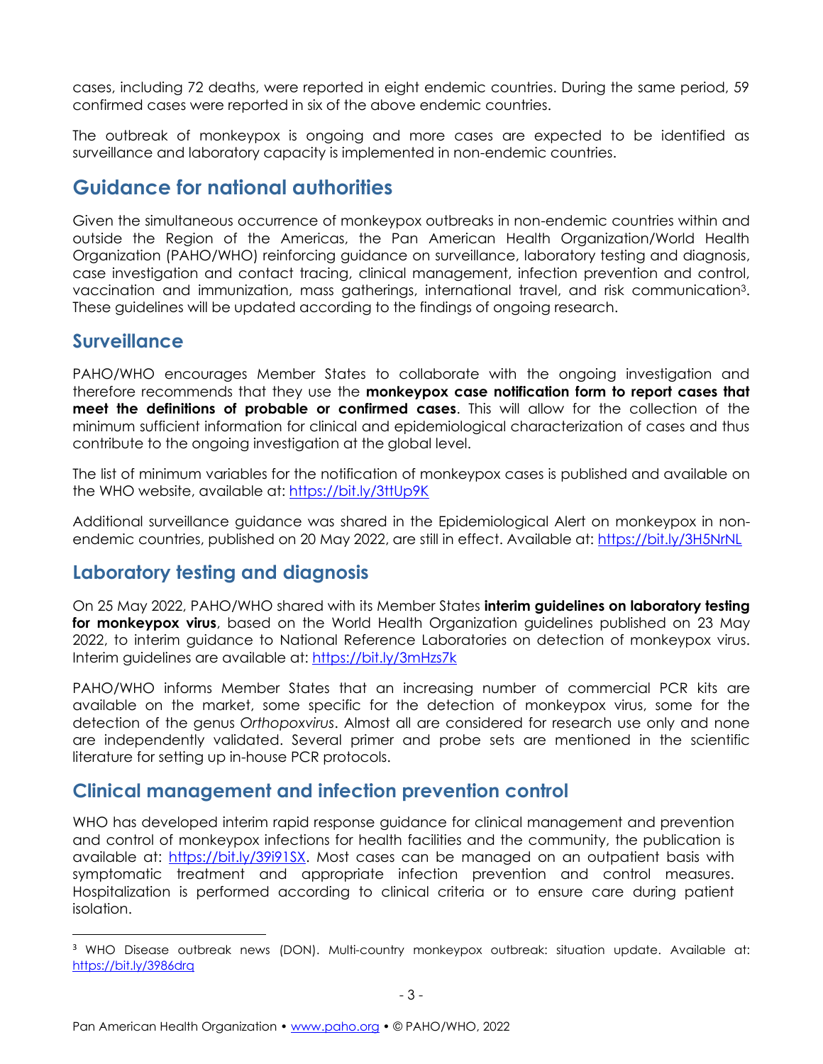cases, including 72 deaths, were reported in eight endemic countries. During the same period, 59 confirmed cases were reported in six of the above endemic countries.

The outbreak of monkeypox is ongoing and more cases are expected to be identified as surveillance and laboratory capacity is implemented in non-endemic countries.

## Guidance for national authorities

Given the simultaneous occurrence of monkeypox outbreaks in non-endemic countries within and outside the Region of the Americas, the Pan American Health Organization/World Health Organization (PAHO/WHO) reinforcing guidance on surveillance, laboratory testing and diagnosis, case investigation and contact tracing, clinical management, infection prevention and control, vaccination and immunization, mass gatherings, international travel, and risk communication[3]. These guidelines will be updated according to the findings of ongoing research.

### Surveillance

PAHO/WHO encourages Member States to collaborate with the ongoing investigation and therefore recommends that they use the **monkeypox case notification form to report cases that meet the definitions of probable or confirmed cases**. This will allow for the collection of the minimum sufficient information for clinical and epidemiological characterization of cases and thus contribute to the ongoing investigation at the global level.

The list of minimum variables for the notification of monkeypox cases is published and available on the WHO website, available at: https://bit.ly/3ttUp9K

Additional surveillance guidance was shared in the Epidemiological Alert on monkeypox in non-endemic countries, published on 20 May 2022, are still in effect. Available at: https://bit.ly/3H5NrNL

### Laboratory testing and diagnosis

On 25 May 2022, PAHO/WHO shared with its Member States **interim guidelines on laboratory testing for monkeypox virus**, based on the World Health Organization guidelines published on 23 May 2022, to interim guidance to National Reference Laboratories on detection of monkeypox virus. Interim guidelines are available at: https://bit.ly/3mHzs7k

PAHO/WHO informs Member States that an increasing number of commercial PCR kits are available on the market, some specific for the detection of monkeypox virus, some for the detection of the genus *Orthopoxvirus*. Almost all are considered for research use only and none are independently validated. Several primer and probe sets are mentioned in the scientific literature for setting up in-house PCR protocols.

### Clinical management and infection prevention control

WHO has developed interim rapid response guidance for clinical management and prevention and control of monkeypox infections for health facilities and the community, the publication is available at: https://bit.ly/39i91SX. Most cases can be managed on an outpatient basis with symptomatic treatment and appropriate infection prevention and control measures. Hospitalization is performed according to clinical criteria or to ensure care during patient isolation.

---

[3] WHO Disease outbreak news (DON). Multi-country monkeypox outbreak: situation update. Available at: https://bit.ly/3986drq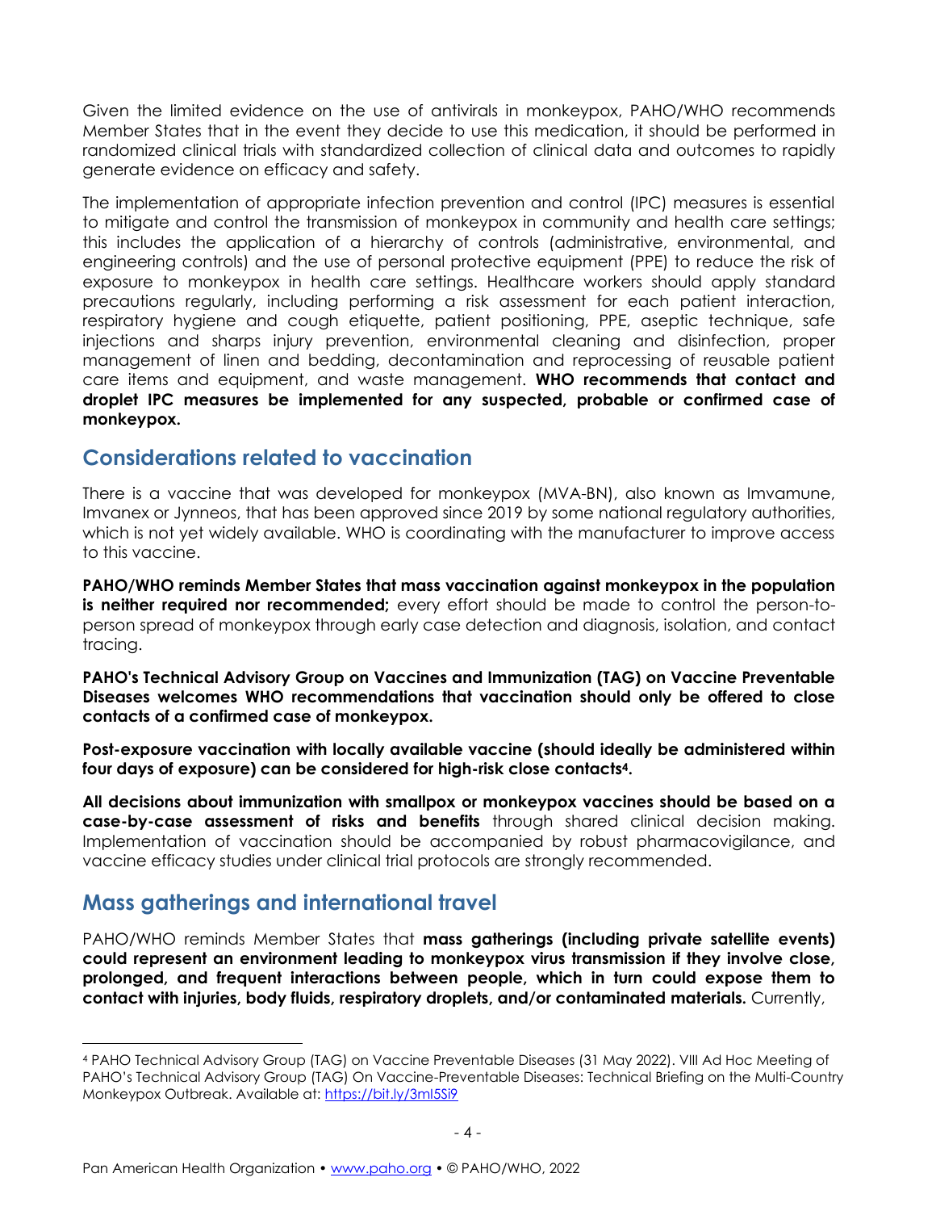Given the limited evidence on the use of antivirals in monkeypox, PAHO/WHO recommends Member States that in the event they decide to use this medication, it should be performed in randomized clinical trials with standardized collection of clinical data and outcomes to rapidly generate evidence on efficacy and safety.

The implementation of appropriate infection prevention and control (IPC) measures is essential to mitigate and control the transmission of monkeypox in community and health care settings; this includes the application of a hierarchy of controls (administrative, environmental, and engineering controls) and the use of personal protective equipment (PPE) to reduce the risk of exposure to monkeypox in health care settings. Healthcare workers should apply standard precautions regularly, including performing a risk assessment for each patient interaction, respiratory hygiene and cough etiquette, patient positioning, PPE, aseptic technique, safe injections and sharps injury prevention, environmental cleaning and disinfection, proper management of linen and bedding, decontamination and reprocessing of reusable patient care items and equipment, and waste management. **WHO recommends that contact and droplet IPC measures be implemented for any suspected, probable or confirmed case of monkeypox.**

## Considerations related to vaccination

There is a vaccine that was developed for monkeypox (MVA-BN), also known as Imvamune, Imvanex or Jynneos, that has been approved since 2019 by some national regulatory authorities, which is not yet widely available. WHO is coordinating with the manufacturer to improve access to this vaccine.

**PAHO/WHO reminds Member States that mass vaccination against monkeypox in the population is neither required nor recommended;** every effort should be made to control the person-to-person spread of monkeypox through early case detection and diagnosis, isolation, and contact tracing.

**PAHO's Technical Advisory Group on Vaccines and Immunization (TAG) on Vaccine Preventable Diseases welcomes WHO recommendations that vaccination should only be offered to close contacts of a confirmed case of monkeypox.**

**Post-exposure vaccination with locally available vaccine (should ideally be administered within four days of exposure) can be considered for high-risk close contacts[4].**

**All decisions about immunization with smallpox or monkeypox vaccines should be based on a case-by-case assessment of risks and benefits** through shared clinical decision making. Implementation of vaccination should be accompanied by robust pharmacovigilance, and vaccine efficacy studies under clinical trial protocols are strongly recommended.

## Mass gatherings and international travel

PAHO/WHO reminds Member States that **mass gatherings (including private satellite events) could represent an environment leading to monkeypox virus transmission if they involve close, prolonged, and frequent interactions between people, which in turn could expose them to contact with injuries, body fluids, respiratory droplets, and/or contaminated materials.** Currently,

---

[4] PAHO Technical Advisory Group (TAG) on Vaccine Preventable Diseases (31 May 2022). VIII Ad Hoc Meeting of PAHO's Technical Advisory Group (TAG) On Vaccine-Preventable Diseases: Technical Briefing on the Multi-Country Monkeypox Outbreak. Available at: https://bit.ly/3ml5Si9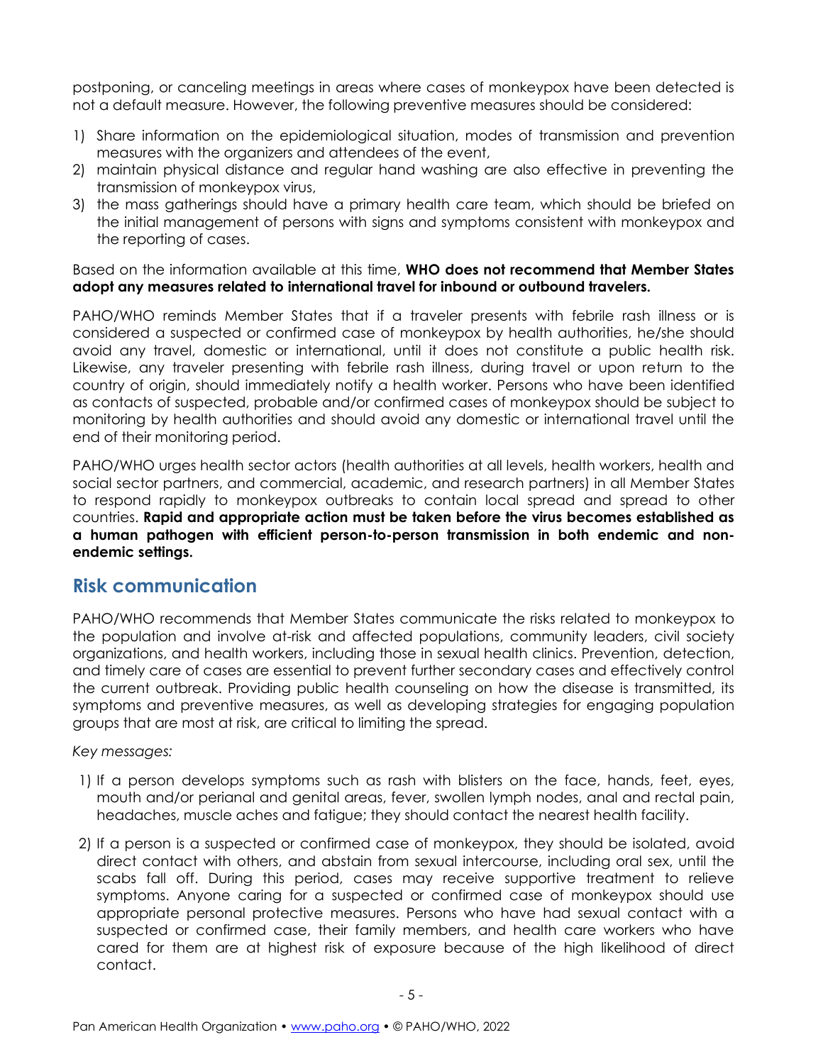postponing, or canceling meetings in areas where cases of monkeypox have been detected is not a default measure. However, the following preventive measures should be considered:

1) Share information on the epidemiological situation, modes of transmission and prevention measures with the organizers and attendees of the event,
2) maintain physical distance and regular hand washing are also effective in preventing the transmission of monkeypox virus,
3) the mass gatherings should have a primary health care team, which should be briefed on the initial management of persons with signs and symptoms consistent with monkeypox and the reporting of cases.

Based on the information available at this time, **WHO does not recommend that Member States adopt any measures related to international travel for inbound or outbound travelers.**

PAHO/WHO reminds Member States that if a traveler presents with febrile rash illness or is considered a suspected or confirmed case of monkeypox by health authorities, he/she should avoid any travel, domestic or international, until it does not constitute a public health risk. Likewise, any traveler presenting with febrile rash illness, during travel or upon return to the country of origin, should immediately notify a health worker. Persons who have been identified as contacts of suspected, probable and/or confirmed cases of monkeypox should be subject to monitoring by health authorities and should avoid any domestic or international travel until the end of their monitoring period.

PAHO/WHO urges health sector actors (health authorities at all levels, health workers, health and social sector partners, and commercial, academic, and research partners) in all Member States to respond rapidly to monkeypox outbreaks to contain local spread and spread to other countries. **Rapid and appropriate action must be taken before the virus becomes established as a human pathogen with efficient person-to-person transmission in both endemic and non-endemic settings.**

## Risk communication

PAHO/WHO recommends that Member States communicate the risks related to monkeypox to the population and involve at-risk and affected populations, community leaders, civil society organizations, and health workers, including those in sexual health clinics. Prevention, detection, and timely care of cases are essential to prevent further secondary cases and effectively control the current outbreak. Providing public health counseling on how the disease is transmitted, its symptoms and preventive measures, as well as developing strategies for engaging population groups that are most at risk, are critical to limiting the spread.

*Key messages:*

1) If a person develops symptoms such as rash with blisters on the face, hands, feet, eyes, mouth and/or perianal and genital areas, fever, swollen lymph nodes, anal and rectal pain, headaches, muscle aches and fatigue; they should contact the nearest health facility.

2) If a person is a suspected or confirmed case of monkeypox, they should be isolated, avoid direct contact with others, and abstain from sexual intercourse, including oral sex, until the scabs fall off. During this period, cases may receive supportive treatment to relieve symptoms. Anyone caring for a suspected or confirmed case of monkeypox should use appropriate personal protective measures. Persons who have had sexual contact with a suspected or confirmed case, their family members, and health care workers who have cared for them are at highest risk of exposure because of the high likelihood of direct contact.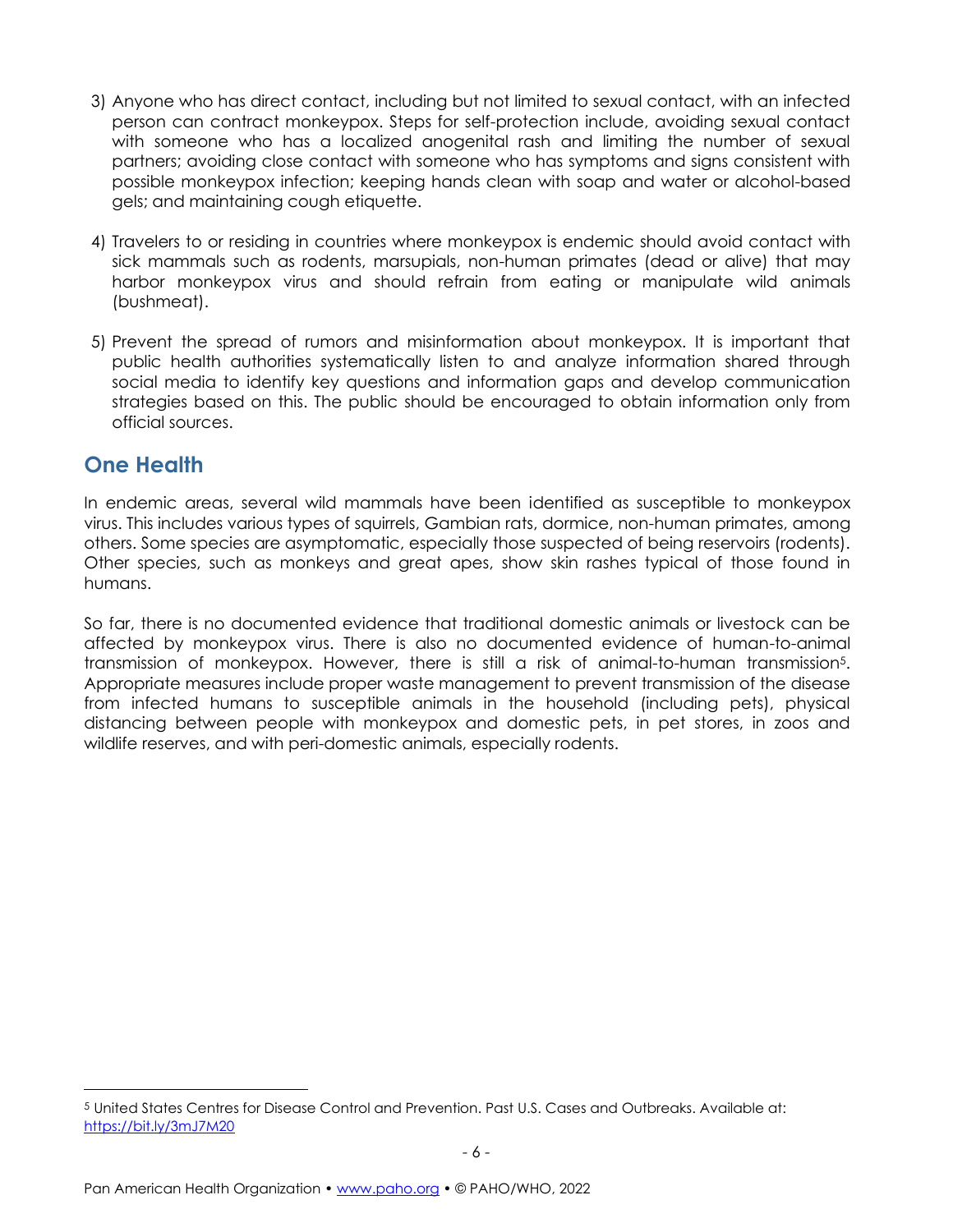3) Anyone who has direct contact, including but not limited to sexual contact, with an infected person can contract monkeypox. Steps for self-protection include, avoiding sexual contact with someone who has a localized anogenital rash and limiting the number of sexual partners; avoiding close contact with someone who has symptoms and signs consistent with possible monkeypox infection; keeping hands clean with soap and water or alcohol-based gels; and maintaining cough etiquette.

4) Travelers to or residing in countries where monkeypox is endemic should avoid contact with sick mammals such as rodents, marsupials, non-human primates (dead or alive) that may harbor monkeypox virus and should refrain from eating or manipulate wild animals (bushmeat).

5) Prevent the spread of rumors and misinformation about monkeypox. It is important that public health authorities systematically listen to and analyze information shared through social media to identify key questions and information gaps and develop communication strategies based on this. The public should be encouraged to obtain information only from official sources.

## One Health

In endemic areas, several wild mammals have been identified as susceptible to monkeypox virus. This includes various types of squirrels, Gambian rats, dormice, non-human primates, among others. Some species are asymptomatic, especially those suspected of being reservoirs (rodents). Other species, such as monkeys and great apes, show skin rashes typical of those found in humans.

So far, there is no documented evidence that traditional domestic animals or livestock can be affected by monkeypox virus. There is also no documented evidence of human-to-animal transmission of monkeypox. However, there is still a risk of animal-to-human transmission[5]. Appropriate measures include proper waste management to prevent transmission of the disease from infected humans to susceptible animals in the household (including pets), physical distancing between people with monkeypox and domestic pets, in pet stores, in zoos and wildlife reserves, and with peri-domestic animals, especially rodents.

---

[5] United States Centres for Disease Control and Prevention. Past U.S. Cases and Outbreaks. Available at: https://bit.ly/3mJ7M20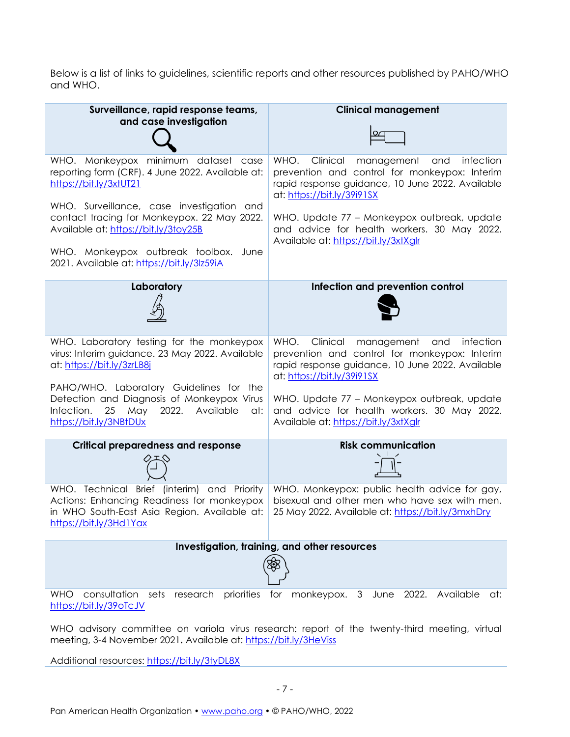Below is a list of links to guidelines, scientific reports and other resources published by PAHO/WHO and WHO.

| Surveillance, rapid response teams, and case investigation | Clinical management |
| --- | --- |
| WHO. Monkeypox minimum dataset case reporting form (CRF). 4 June 2022. Available at: https://bit.ly/3xtUT21<br><br>WHO. Surveillance, case investigation and contact tracing for Monkeypox. 22 May 2022. Available at: https://bit.ly/3toy25B<br><br>WHO. Monkeypox outbreak toolbox. June 2021. Available at: https://bit.ly/3lz59iA | WHO. Clinical management and infection prevention and control for monkeypox: Interim rapid response guidance, 10 June 2022. Available at: https://bit.ly/39i91SX<br><br>WHO. Update 77 – Monkeypox outbreak, update and advice for health workers. 30 May 2022. Available at: https://bit.ly/3xtXglr |
| **Laboratory** | **Infection and prevention control** |
| WHO. Laboratory testing for the monkeypox virus: Interim guidance. 23 May 2022. Available at: https://bit.ly/3zrLB8j<br><br>PAHO/WHO. Laboratory Guidelines for the Detection and Diagnosis of Monkeypox Virus Infection. 25 May 2022. Available at: https://bit.ly/3NBtDUx | WHO. Clinical management and infection prevention and control for monkeypox: Interim rapid response guidance, 10 June 2022. Available at: https://bit.ly/39i91SX<br><br>WHO. Update 77 – Monkeypox outbreak, update and advice for health workers. 30 May 2022. Available at: https://bit.ly/3xtXglr |
| **Critical preparedness and response** | **Risk communication** |
| WHO. Technical Brief (interim) and Priority Actions: Enhancing Readiness for monkeypox in WHO South-East Asia Region. Available at: https://bit.ly/3Hd1Yax | WHO. Monkeypox: public health advice for gay, bisexual and other men who have sex with men. 25 May 2022. Available at: https://bit.ly/3mxhDry |

**Investigation, training, and other resources**

WHO consultation sets research priorities for monkeypox. 3 June 2022. Available at: https://bit.ly/39oTcJV

WHO advisory committee on variola virus research: report of the twenty-third meeting, virtual meeting, 3-4 November 2021**.** Available at: https://bit.ly/3HeViss

Additional resources: https://bit.ly/3tyDL8X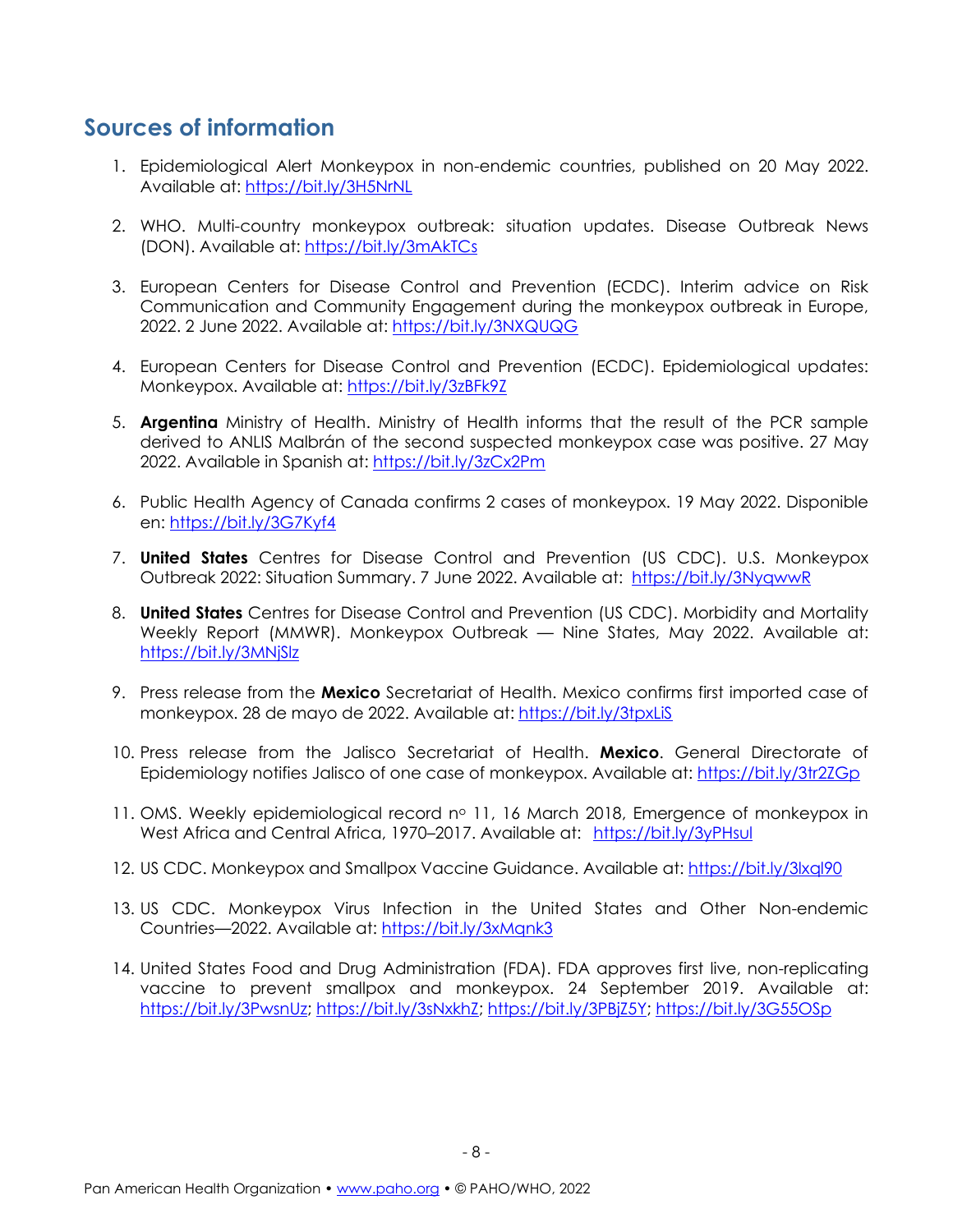## Sources of information

1. Epidemiological Alert Monkeypox in non-endemic countries, published on 20 May 2022. Available at: https://bit.ly/3H5NrNL

2. WHO. Multi-country monkeypox outbreak: situation updates. Disease Outbreak News (DON). Available at: https://bit.ly/3mAkTCs

3. European Centers for Disease Control and Prevention (ECDC). Interim advice on Risk Communication and Community Engagement during the monkeypox outbreak in Europe, 2022. 2 June 2022. Available at: https://bit.ly/3NXQUQG

4. European Centers for Disease Control and Prevention (ECDC). Epidemiological updates: Monkeypox. Available at: https://bit.ly/3zBFk9Z

5. **Argentina** Ministry of Health. Ministry of Health informs that the result of the PCR sample derived to ANLIS Malbrán of the second suspected monkeypox case was positive. 27 May 2022. Available in Spanish at: https://bit.ly/3zCx2Pm

6. Public Health Agency of Canada confirms 2 cases of monkeypox. 19 May 2022. Disponible en: https://bit.ly/3G7Kyf4

7. **United States** Centres for Disease Control and Prevention (US CDC). U.S. Monkeypox Outbreak 2022: Situation Summary. 7 June 2022. Available at: https://bit.ly/3NyqwwR

8. **United States** Centres for Disease Control and Prevention (US CDC). Morbidity and Mortality Weekly Report (MMWR). Monkeypox Outbreak — Nine States, May 2022. Available at: https://bit.ly/3MNjSlz

9. Press release from the **Mexico** Secretariat of Health. Mexico confirms first imported case of monkeypox. 28 de mayo de 2022. Available at: https://bit.ly/3tpxLiS

10. Press release from the Jalisco Secretariat of Health. **Mexico**. General Directorate of Epidemiology notifies Jalisco of one case of monkeypox. Available at: https://bit.ly/3tr2ZGp

11. OMS. Weekly epidemiological record nº 11, 16 March 2018, Emergence of monkeypox in West Africa and Central Africa, 1970–2017. Available at: https://bit.ly/3yPHsuI

12. US CDC. Monkeypox and Smallpox Vaccine Guidance. Available at: https://bit.ly/3lxql90

13. US CDC. Monkeypox Virus Infection in the United States and Other Non-endemic Countries—2022. Available at: https://bit.ly/3xMqnk3

14. United States Food and Drug Administration (FDA). FDA approves first live, non-replicating vaccine to prevent smallpox and monkeypox. 24 September 2019. Available at: https://bit.ly/3PwsnUz; https://bit.ly/3sNxkhZ; https://bit.ly/3PBjZ5Y; https://bit.ly/3G55OSp